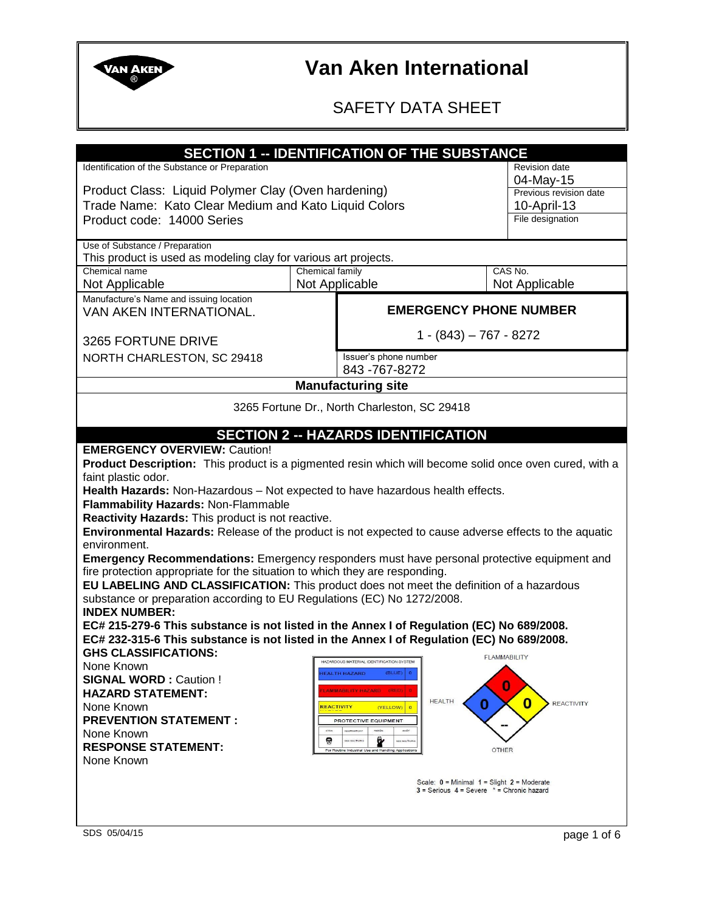# Van Aken International

## SAFETY DATA SHEET

## SECTION 1 -- IDENTIFICATION OF THE SUBSTANCE

| Identification of the Substance or Preparation | Revision date |
|---|---|
| Product Class: Liquid Polymer Clay (Oven hardening) | 04-May-15 |
| Trade Name: Kato Clear Medium and Kato Liquid Colors | Previous revision date: 10-April-13 |
| Product code: 14000 Series | File designation |

**Use of Substance / Preparation**
This product is used as modeling clay for various art projects.

| Chemical name | Chemical family | CAS No. |
|---|---|---|
| Not Applicable | Not Applicable | Not Applicable |

| Manufacture's Name and issuing location | EMERGENCY PHONE NUMBER |
|---|---|
| VAN AKEN INTERNATIONAL. | 1 - (843) – 767 - 8272 |
| 3265 FORTUNE DRIVE | |
| NORTH CHARLESTON, SC 29418 | Issuer's phone number: 843 -767-8272 |

**Manufacturing site**

3265 Fortune Dr., North Charleston, SC 29418

## SECTION 2 -- HAZARDS IDENTIFICATION

**EMERGENCY OVERVIEW:** Caution!

**Product Description:** This product is a pigmented resin which will become solid once oven cured, with a faint plastic odor.

**Health Hazards:** Non-Hazardous – Not expected to have hazardous health effects.

**Flammability Hazards:** Non-Flammable

**Reactivity Hazards:** This product is not reactive.

**Environmental Hazards:** Release of the product is not expected to cause adverse effects to the aquatic environment.

**Emergency Recommendations:** Emergency responders must have personal protective equipment and fire protection appropriate for the situation to which they are responding.

**EU LABELING AND CLASSIFICATION:** This product does not meet the definition of a hazardous substance or preparation according to EU Regulations (EC) No 1272/2008.

**INDEX NUMBER:**

**EC# 215-279-6 This substance is not listed in the Annex I of Regulation (EC) No 689/2008.**

**EC# 232-315-6 This substance is not listed in the Annex I of Regulation (EC) No 689/2008.**

**GHS CLASSIFICATIONS:**
None Known

**SIGNAL WORD :** Caution !

**HAZARD STATEMENT:**
None Known

**PREVENTION STATEMENT :**
None Known

**RESPONSE STATEMENT:**
None Known

HAZARDOUS MATERIAL IDENTIFICATION SYSTEM

| | | |
|---|---|---|
| HEALTH HAZARD | (BLUE) | 0 |
| FLAMMABILITY HAZARD | (RED) | 0 |
| REACTIVITY | (YELLOW) | 0 |

PROTECTIVE EQUIPMENT

For Routine Industrial Use and Handling Applications

FLAMMABILITY: 0, HEALTH: 0, REACTIVITY: 0, OTHER: --

Scale: 0 = Minimal 1 = Slight 2 = Moderate 3 = Serious 4 = Severe * = Chronic hazard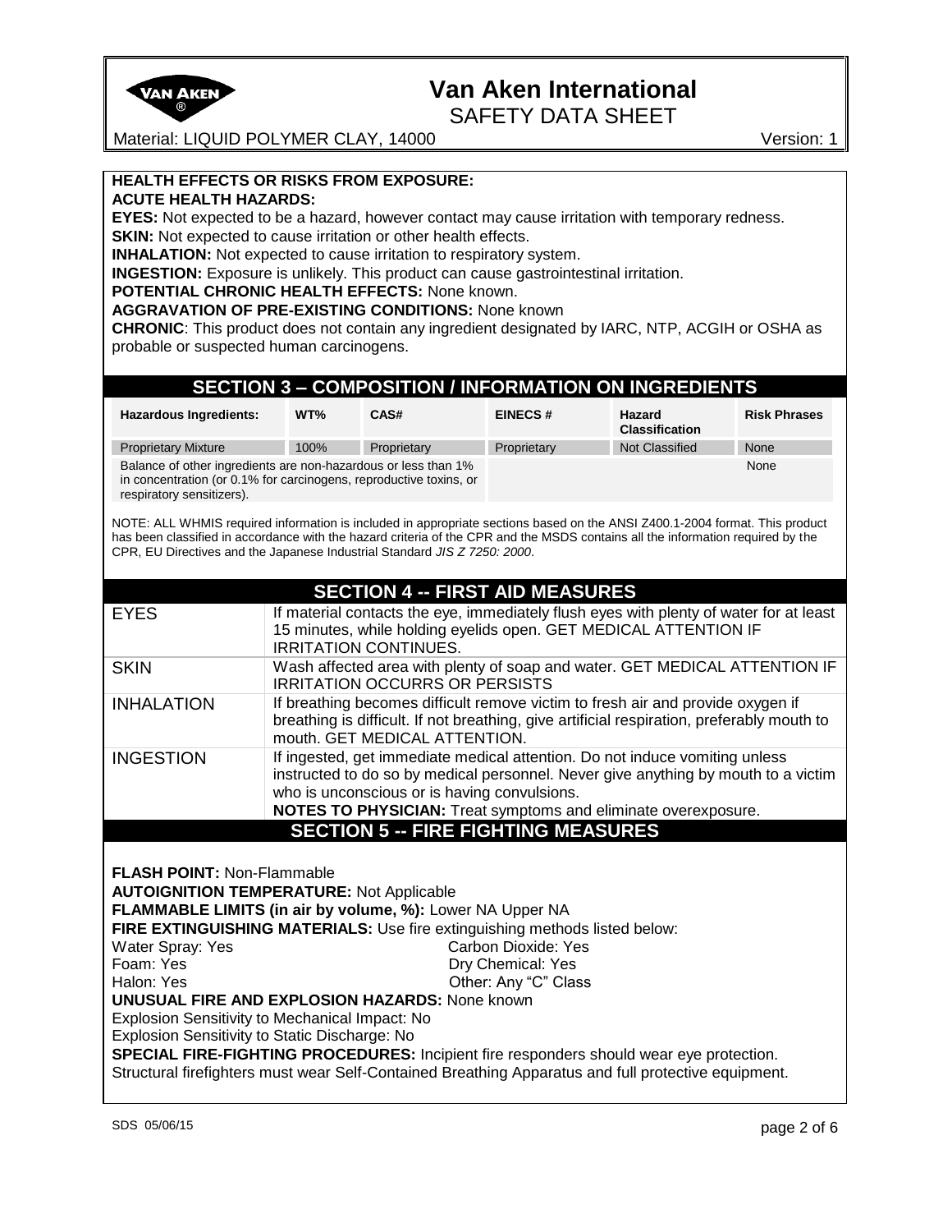**HEALTH EFFECTS OR RISKS FROM EXPOSURE:**

**ACUTE HEALTH HAZARDS:**

**EYES:** Not expected to be a hazard, however contact may cause irritation with temporary redness.

**SKIN:** Not expected to cause irritation or other health effects.

**INHALATION:** Not expected to cause irritation to respiratory system.

**INGESTION:** Exposure is unlikely. This product can cause gastrointestinal irritation.

**POTENTIAL CHRONIC HEALTH EFFECTS:** None known.

**AGGRAVATION OF PRE-EXISTING CONDITIONS:** None known

**CHRONIC**: This product does not contain any ingredient designated by IARC, NTP, ACGIH or OSHA as probable or suspected human carcinogens.

## SECTION 3 – COMPOSITION / INFORMATION ON INGREDIENTS

| Hazardous Ingredients: | WT% | CAS# | EINECS # | Hazard Classification | Risk Phrases |
|---|---|---|---|---|---|
| Proprietary Mixture | 100% | Proprietary | Proprietary | Not Classified | None |
| Balance of other ingredients are non-hazardous or less than 1% in concentration (or 0.1% for carcinogens, reproductive toxins, or respiratory sensitizers). | | | | | None |

NOTE: ALL WHMIS required information is included in appropriate sections based on the ANSI Z400.1-2004 format. This product has been classified in accordance with the hazard criteria of the CPR and the MSDS contains all the information required by the CPR, EU Directives and the Japanese Industrial Standard *JIS Z 7250: 2000*.

## SECTION 4 -- FIRST AID MEASURES

| | |
|---|---|
| EYES | If material contacts the eye, immediately flush eyes with plenty of water for at least 15 minutes, while holding eyelids open. GET MEDICAL ATTENTION IF IRRITATION CONTINUES. |
| SKIN | Wash affected area with plenty of soap and water. GET MEDICAL ATTENTION IF IRRITATION OCCURRS OR PERSISTS |
| INHALATION | If breathing becomes difficult remove victim to fresh air and provide oxygen if breathing is difficult. If not breathing, give artificial respiration, preferably mouth to mouth. GET MEDICAL ATTENTION. |
| INGESTION | If ingested, get immediate medical attention. Do not induce vomiting unless instructed to do so by medical personnel. Never give anything by mouth to a victim who is unconscious or is having convulsions. **NOTES TO PHYSICIAN:** Treat symptoms and eliminate overexposure. |

## SECTION 5 -- FIRE FIGHTING MEASURES

**FLASH POINT:** Non-Flammable

**AUTOIGNITION TEMPERATURE:** Not Applicable

**FLAMMABLE LIMITS (in air by volume, %):** Lower NA Upper NA

**FIRE EXTINGUISHING MATERIALS:** Use fire extinguishing methods listed below:

Water Spray: Yes
Carbon Dioxide: Yes
Foam: Yes
Dry Chemical: Yes
Halon: Yes
Other: Any "C" Class

**UNUSUAL FIRE AND EXPLOSION HAZARDS:** None known

Explosion Sensitivity to Mechanical Impact: No

Explosion Sensitivity to Static Discharge: No

**SPECIAL FIRE-FIGHTING PROCEDURES:** Incipient fire responders should wear eye protection. Structural firefighters must wear Self-Contained Breathing Apparatus and full protective equipment.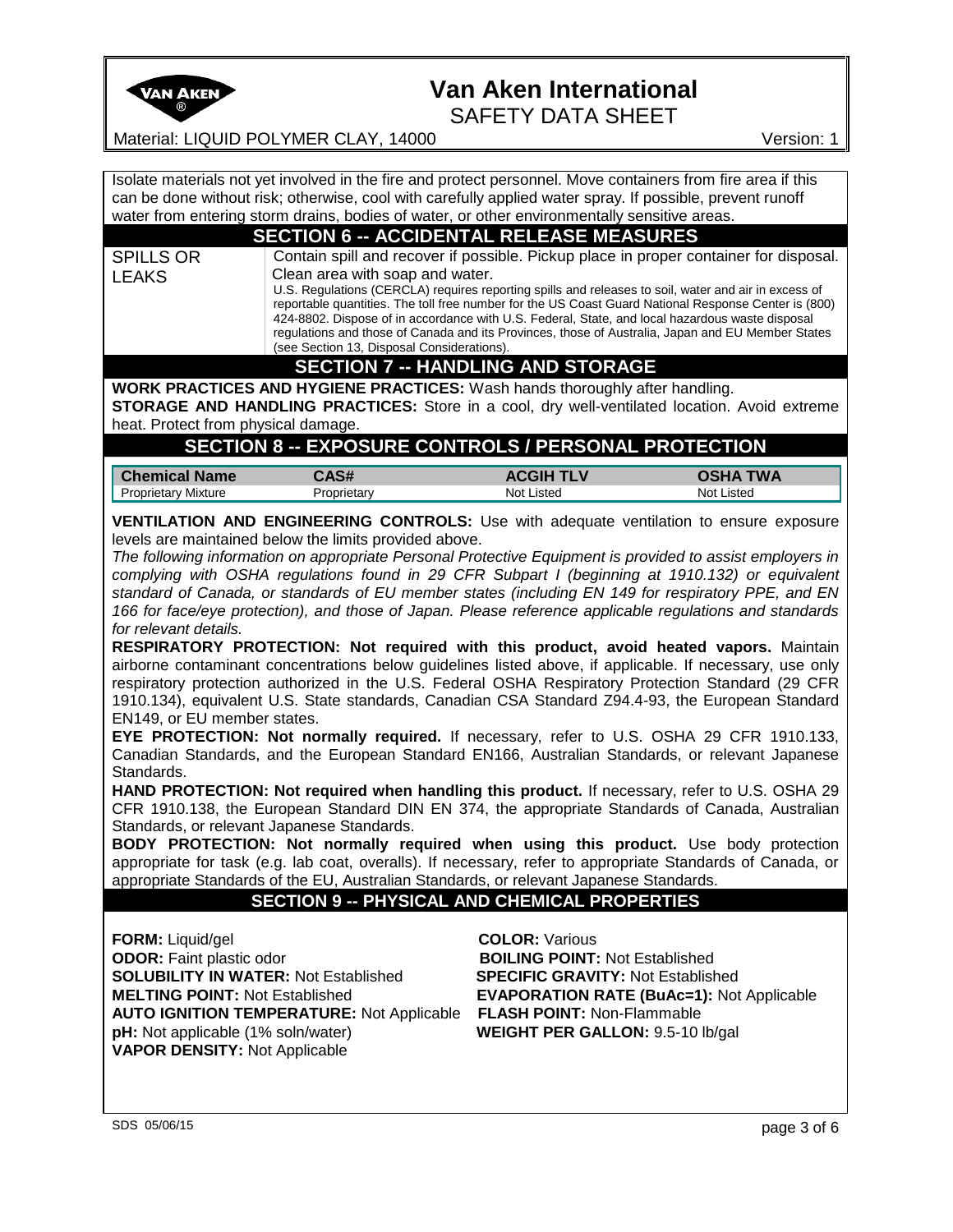Isolate materials not yet involved in the fire and protect personnel. Move containers from fire area if this can be done without risk; otherwise, cool with carefully applied water spray. If possible, prevent runoff water from entering storm drains, bodies of water, or other environmentally sensitive areas.

## SECTION 6 -- ACCIDENTAL RELEASE MEASURES

| | |
|---|---|
| SPILLS OR LEAKS | Contain spill and recover if possible. Pickup place in proper container for disposal. Clean area with soap and water. U.S. Regulations (CERCLA) requires reporting spills and releases to soil, water and air in excess of reportable quantities. The toll free number for the US Coast Guard National Response Center is (800) 424-8802. Dispose of in accordance with U.S. Federal, State, and local hazardous waste disposal regulations and those of Canada and its Provinces, those of Australia, Japan and EU Member States (see Section 13, Disposal Considerations). |

## SECTION 7 -- HANDLING AND STORAGE

**WORK PRACTICES AND HYGIENE PRACTICES:** Wash hands thoroughly after handling.

**STORAGE AND HANDLING PRACTICES:** Store in a cool, dry well-ventilated location. Avoid extreme heat. Protect from physical damage.

## SECTION 8 -- EXPOSURE CONTROLS / PERSONAL PROTECTION

| Chemical Name | CAS# | ACGIH TLV | OSHA TWA |
|---|---|---|---|
| Proprietary Mixture | Proprietary | Not Listed | Not Listed |

**VENTILATION AND ENGINEERING CONTROLS:** Use with adequate ventilation to ensure exposure levels are maintained below the limits provided above.

*The following information on appropriate Personal Protective Equipment is provided to assist employers in complying with OSHA regulations found in 29 CFR Subpart I (beginning at 1910.132) or equivalent standard of Canada, or standards of EU member states (including EN 149 for respiratory PPE, and EN 166 for face/eye protection), and those of Japan. Please reference applicable regulations and standards for relevant details.*

**RESPIRATORY PROTECTION: Not required with this product, avoid heated vapors.** Maintain airborne contaminant concentrations below guidelines listed above, if applicable. If necessary, use only respiratory protection authorized in the U.S. Federal OSHA Respiratory Protection Standard (29 CFR 1910.134), equivalent U.S. State standards, Canadian CSA Standard Z94.4-93, the European Standard EN149, or EU member states.

**EYE PROTECTION: Not normally required.** If necessary, refer to U.S. OSHA 29 CFR 1910.133, Canadian Standards, and the European Standard EN166, Australian Standards, or relevant Japanese Standards.

**HAND PROTECTION: Not required when handling this product.** If necessary, refer to U.S. OSHA 29 CFR 1910.138, the European Standard DIN EN 374, the appropriate Standards of Canada, Australian Standards, or relevant Japanese Standards.

**BODY PROTECTION: Not normally required when using this product.** Use body protection appropriate for task (e.g. lab coat, overalls). If necessary, refer to appropriate Standards of Canada, or appropriate Standards of the EU, Australian Standards, or relevant Japanese Standards.

## SECTION 9 -- PHYSICAL AND CHEMICAL PROPERTIES

**FORM:** Liquid/gel

**ODOR:** Faint plastic odor

**SOLUBILITY IN WATER:** Not Established

**MELTING POINT:** Not Established

**AUTO IGNITION TEMPERATURE:** Not Applicable

**pH:** Not applicable (1% soln/water)

**VAPOR DENSITY:** Not Applicable

**COLOR:** Various

**BOILING POINT:** Not Established

**SPECIFIC GRAVITY:** Not Established

**EVAPORATION RATE (BuAc=1):** Not Applicable

**FLASH POINT:** Non-Flammable

**WEIGHT PER GALLON:** 9.5-10 lb/gal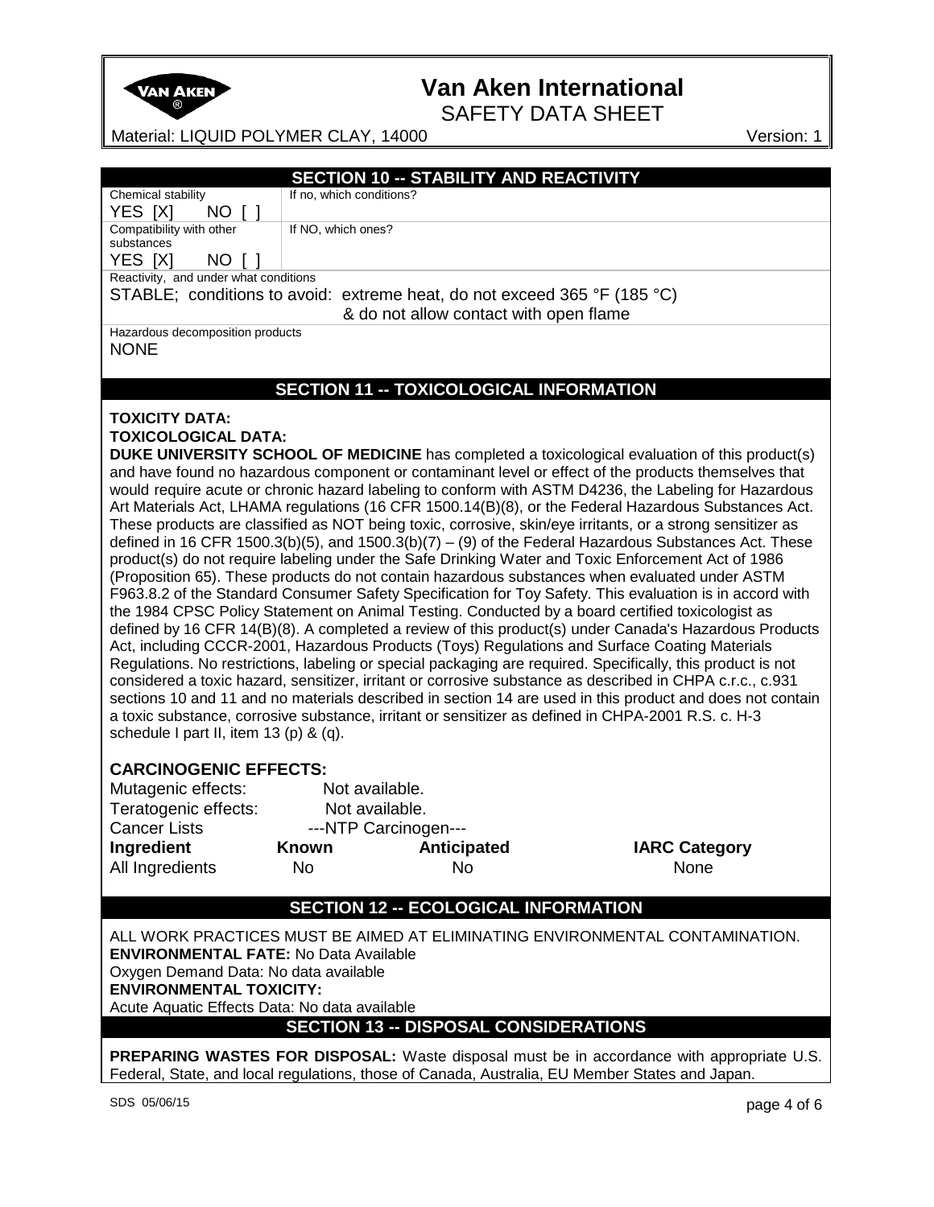## SECTION 10 -- STABILITY AND REACTIVITY

| Chemical stability<br>YES [X] NO [ ] | If no, which conditions? |
|---|---|
| Compatibility with other substances<br>YES [X] NO [ ] | If NO, which ones? |

Reactivity, and under what conditions

STABLE; conditions to avoid: extreme heat, do not exceed 365 °F (185 °C) & do not allow contact with open flame

Hazardous decomposition products

NONE

## SECTION 11 -- TOXICOLOGICAL INFORMATION

**TOXICITY DATA:**

**TOXICOLOGICAL DATA:**

**DUKE UNIVERSITY SCHOOL OF MEDICINE** has completed a toxicological evaluation of this product(s) and have found no hazardous component or contaminant level or effect of the products themselves that would require acute or chronic hazard labeling to conform with ASTM D4236, the Labeling for Hazardous Art Materials Act, LHAMA regulations (16 CFR 1500.14(B)(8), or the Federal Hazardous Substances Act. These products are classified as NOT being toxic, corrosive, skin/eye irritants, or a strong sensitizer as defined in 16 CFR 1500.3(b)(5), and 1500.3(b)(7) – (9) of the Federal Hazardous Substances Act. These product(s) do not require labeling under the Safe Drinking Water and Toxic Enforcement Act of 1986 (Proposition 65). These products do not contain hazardous substances when evaluated under ASTM F963.8.2 of the Standard Consumer Safety Specification for Toy Safety. This evaluation is in accord with the 1984 CPSC Policy Statement on Animal Testing. Conducted by a board certified toxicologist as defined by 16 CFR 14(B)(8). A completed a review of this product(s) under Canada's Hazardous Products Act, including CCCR-2001, Hazardous Products (Toys) Regulations and Surface Coating Materials Regulations. No restrictions, labeling or special packaging are required. Specifically, this product is not considered a toxic hazard, sensitizer, irritant or corrosive substance as described in CHPA c.r.c., c.931 sections 10 and 11 and no materials described in section 14 are used in this product and does not contain a toxic substance, corrosive substance, irritant or sensitizer as defined in CHPA-2001 R.S. c. H-3 schedule I part II, item 13 (p) & (q).

**CARCINOGENIC EFFECTS:**

Mutagenic effects: Not available.

Teratogenic effects: Not available.

| Cancer Lists | ---NTP Carcinogen--- | | |
|---|---|---|---|
| **Ingredient** | **Known** | **Anticipated** | **IARC Category** |
| All Ingredients | No | No | None |

## SECTION 12 -- ECOLOGICAL INFORMATION

ALL WORK PRACTICES MUST BE AIMED AT ELIMINATING ENVIRONMENTAL CONTAMINATION.

**ENVIRONMENTAL FATE:** No Data Available

Oxygen Demand Data: No data available

**ENVIRONMENTAL TOXICITY:**

Acute Aquatic Effects Data: No data available

## SECTION 13 -- DISPOSAL CONSIDERATIONS

**PREPARING WASTES FOR DISPOSAL:** Waste disposal must be in accordance with appropriate U.S. Federal, State, and local regulations, those of Canada, Australia, EU Member States and Japan.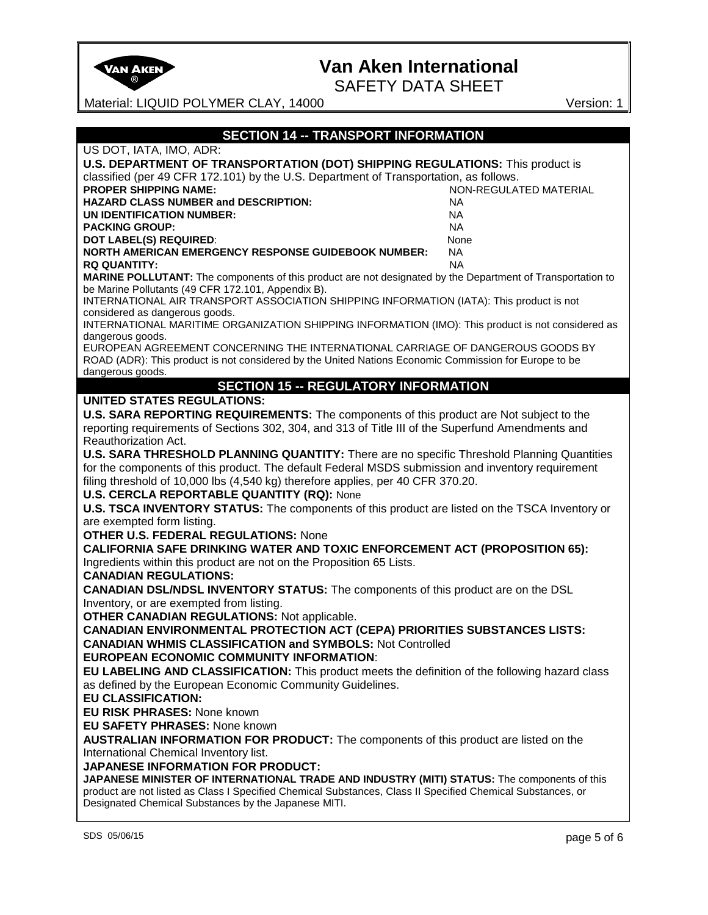## SECTION 14 -- TRANSPORT INFORMATION

US DOT, IATA, IMO, ADR:

**U.S. DEPARTMENT OF TRANSPORTATION (DOT) SHIPPING REGULATIONS:** This product is classified (per 49 CFR 172.101) by the U.S. Department of Transportation, as follows.

| | |
|---|---|
| **PROPER SHIPPING NAME:** | NON-REGULATED MATERIAL |
| **HAZARD CLASS NUMBER and DESCRIPTION:** | NA |
| **UN IDENTIFICATION NUMBER:** | NA |
| **PACKING GROUP:** | NA |
| **DOT LABEL(S) REQUIRED:** | None |
| **NORTH AMERICAN EMERGENCY RESPONSE GUIDEBOOK NUMBER:** | NA |
| **RQ QUANTITY:** | NA |

**MARINE POLLUTANT:** The components of this product are not designated by the Department of Transportation to be Marine Pollutants (49 CFR 172.101, Appendix B).

INTERNATIONAL AIR TRANSPORT ASSOCIATION SHIPPING INFORMATION (IATA): This product is not considered as dangerous goods.

INTERNATIONAL MARITIME ORGANIZATION SHIPPING INFORMATION (IMO): This product is not considered as dangerous goods.

EUROPEAN AGREEMENT CONCERNING THE INTERNATIONAL CARRIAGE OF DANGEROUS GOODS BY ROAD (ADR): This product is not considered by the United Nations Economic Commission for Europe to be dangerous goods.

## SECTION 15 -- REGULATORY INFORMATION

**UNITED STATES REGULATIONS:**

**U.S. SARA REPORTING REQUIREMENTS:** The components of this product are Not subject to the reporting requirements of Sections 302, 304, and 313 of Title III of the Superfund Amendments and Reauthorization Act.

**U.S. SARA THRESHOLD PLANNING QUANTITY:** There are no specific Threshold Planning Quantities for the components of this product. The default Federal MSDS submission and inventory requirement filing threshold of 10,000 lbs (4,540 kg) therefore applies, per 40 CFR 370.20.

**U.S. CERCLA REPORTABLE QUANTITY (RQ):** None

**U.S. TSCA INVENTORY STATUS:** The components of this product are listed on the TSCA Inventory or are exempted form listing.

**OTHER U.S. FEDERAL REGULATIONS:** None

**CALIFORNIA SAFE DRINKING WATER AND TOXIC ENFORCEMENT ACT (PROPOSITION 65):** Ingredients within this product are not on the Proposition 65 Lists.

**CANADIAN REGULATIONS:**

**CANADIAN DSL/NDSL INVENTORY STATUS:** The components of this product are on the DSL Inventory, or are exempted from listing.

**OTHER CANADIAN REGULATIONS:** Not applicable.

**CANADIAN ENVIRONMENTAL PROTECTION ACT (CEPA) PRIORITIES SUBSTANCES LISTS:**

**CANADIAN WHMIS CLASSIFICATION and SYMBOLS:** Not Controlled

**EUROPEAN ECONOMIC COMMUNITY INFORMATION**:

**EU LABELING AND CLASSIFICATION:** This product meets the definition of the following hazard class as defined by the European Economic Community Guidelines.

**EU CLASSIFICATION:**

**EU RISK PHRASES:** None known

**EU SAFETY PHRASES:** None known

**AUSTRALIAN INFORMATION FOR PRODUCT:** The components of this product are listed on the International Chemical Inventory list.

**JAPANESE INFORMATION FOR PRODUCT:**

**JAPANESE MINISTER OF INTERNATIONAL TRADE AND INDUSTRY (MITI) STATUS:** The components of this product are not listed as Class I Specified Chemical Substances, Class II Specified Chemical Substances, or Designated Chemical Substances by the Japanese MITI.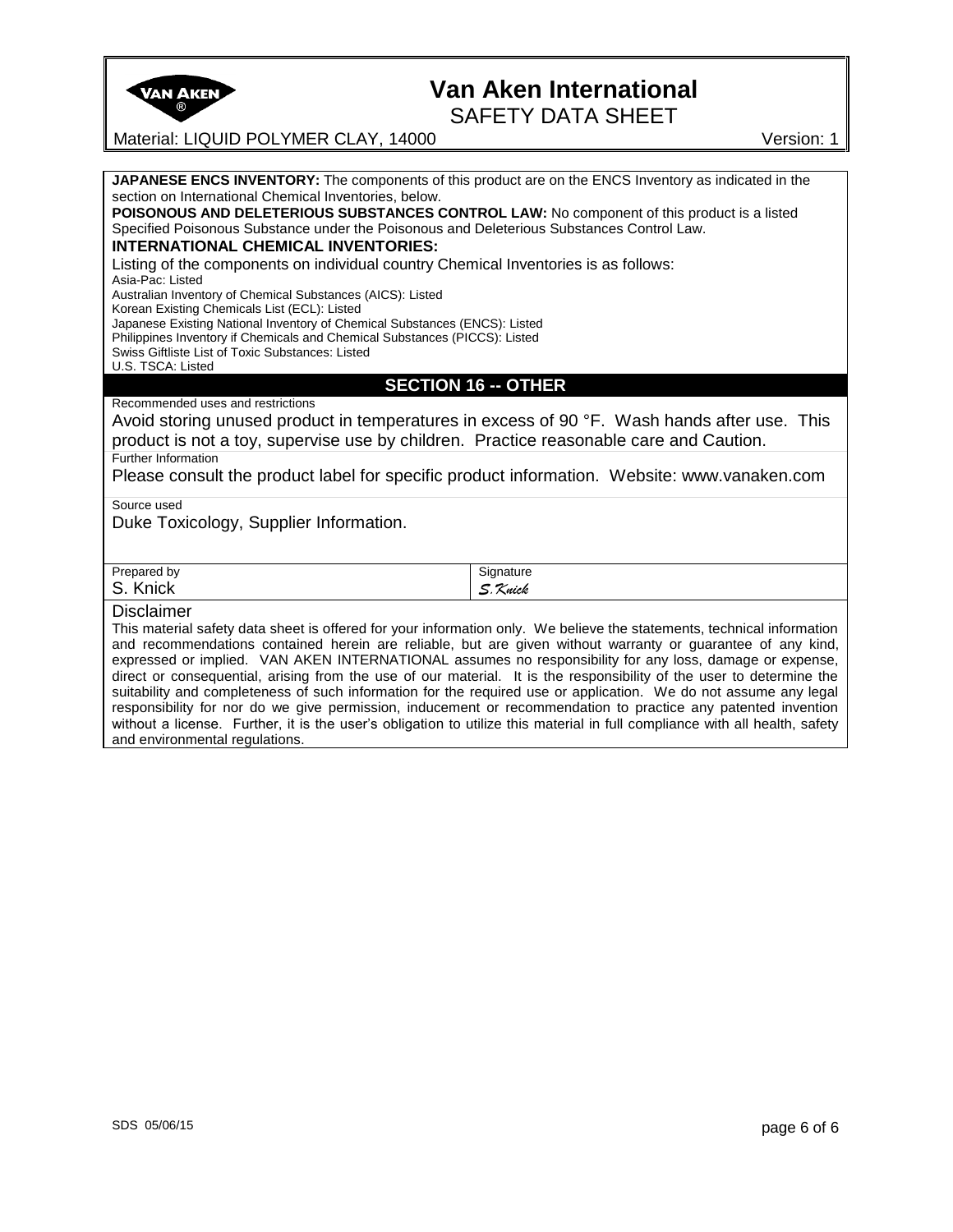**JAPANESE ENCS INVENTORY:** The components of this product are on the ENCS Inventory as indicated in the section on International Chemical Inventories, below.

**POISONOUS AND DELETERIOUS SUBSTANCES CONTROL LAW:** No component of this product is a listed Specified Poisonous Substance under the Poisonous and Deleterious Substances Control Law.

**INTERNATIONAL CHEMICAL INVENTORIES:**

Listing of the components on individual country Chemical Inventories is as follows:

Asia-Pac: Listed
Australian Inventory of Chemical Substances (AICS): Listed
Korean Existing Chemicals List (ECL): Listed
Japanese Existing National Inventory of Chemical Substances (ENCS): Listed
Philippines Inventory if Chemicals and Chemical Substances (PICCS): Listed
Swiss Giftliste List of Toxic Substances: Listed
U.S. TSCA: Listed

## SECTION 16 -- OTHER

Recommended uses and restrictions

Avoid storing unused product in temperatures in excess of 90 °F. Wash hands after use. This product is not a toy, supervise use by children. Practice reasonable care and Caution.

Further Information

Please consult the product label for specific product information. Website: www.vanaken.com

Source used

Duke Toxicology, Supplier Information.

| Prepared by | Signature |
|---|---|
| S. Knick | *S. Knick* |

Disclaimer

This material safety data sheet is offered for your information only. We believe the statements, technical information and recommendations contained herein are reliable, but are given without warranty or guarantee of any kind, expressed or implied. VAN AKEN INTERNATIONAL assumes no responsibility for any loss, damage or expense, direct or consequential, arising from the use of our material. It is the responsibility of the user to determine the suitability and completeness of such information for the required use or application. We do not assume any legal responsibility for nor do we give permission, inducement or recommendation to practice any patented invention without a license. Further, it is the user's obligation to utilize this material in full compliance with all health, safety and environmental regulations.